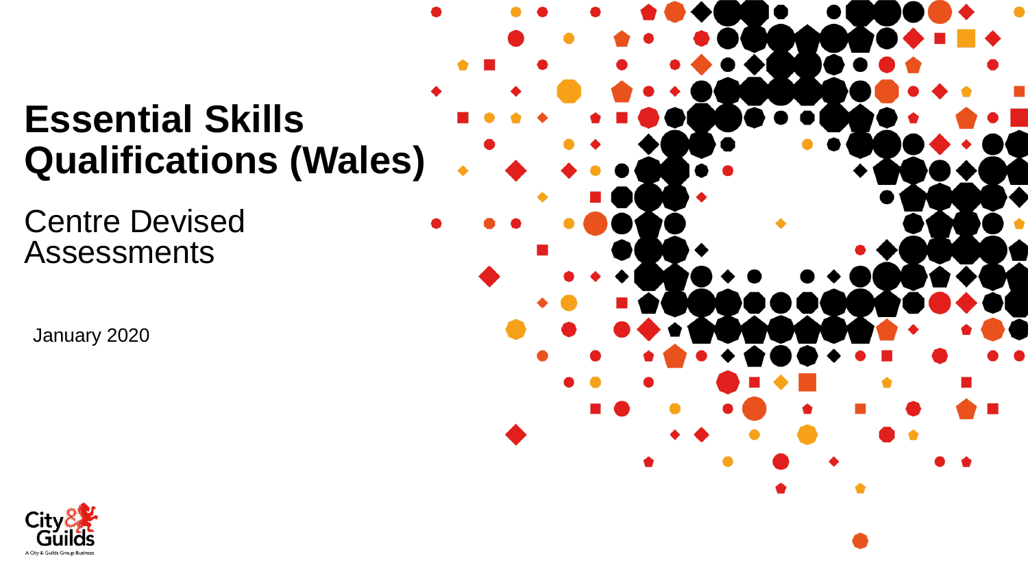# Essential Skills Qualifications (Wales)

## Centre Devised Assessments

January 2020

City & Guilds

A City & Guilds Group Business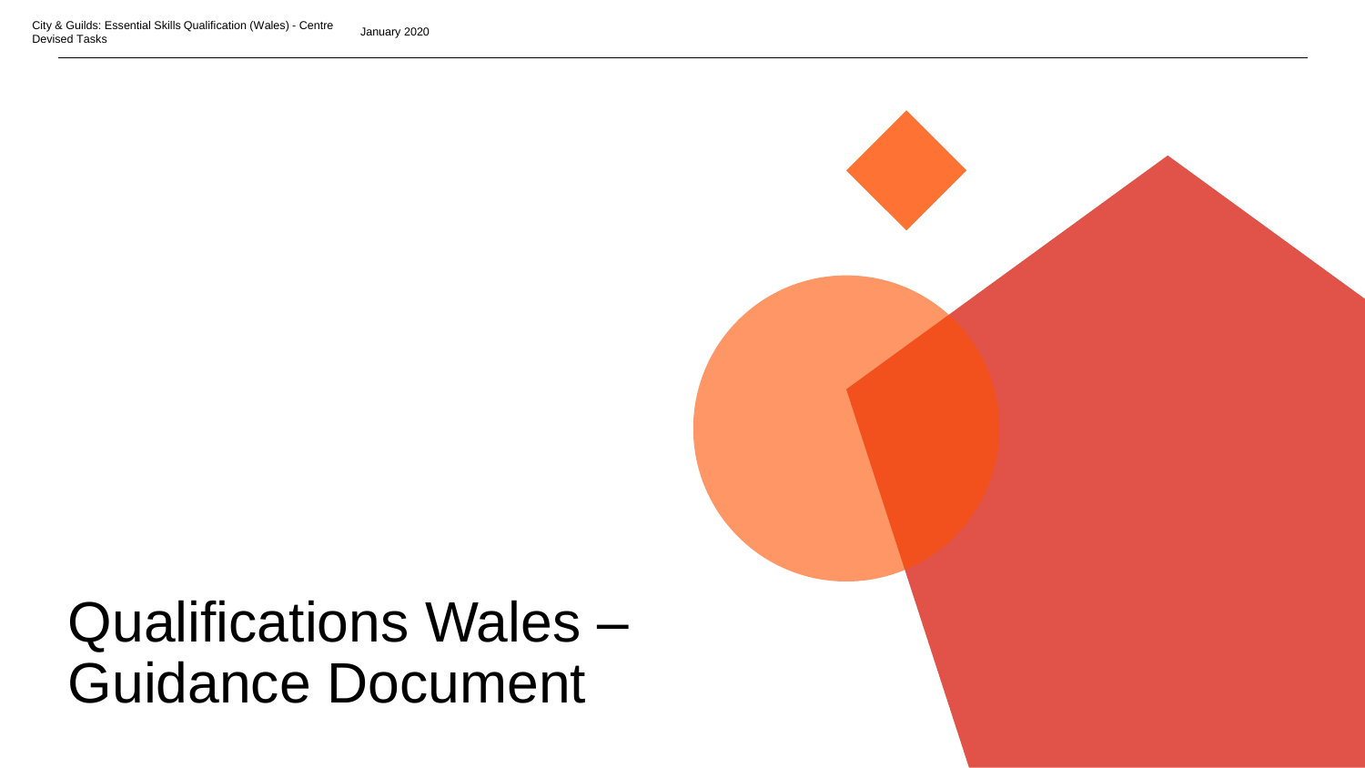# Qualifications Wales – Guidance Document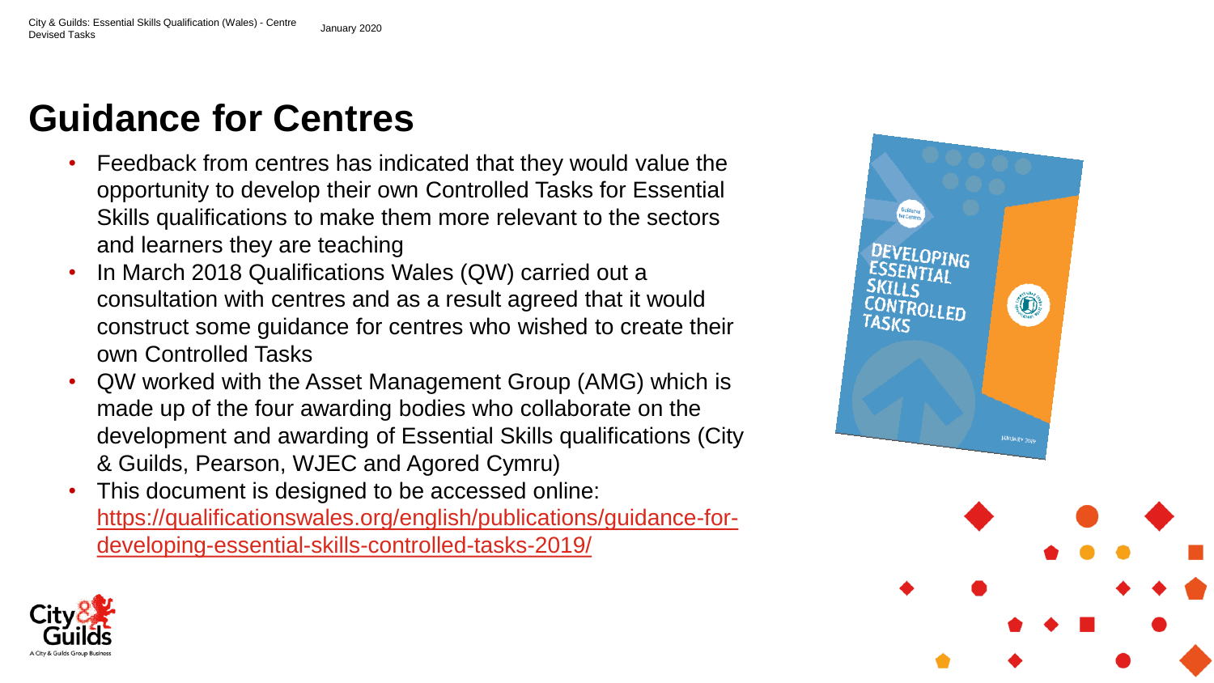# Guidance for Centres

- Feedback from centres has indicated that they would value the opportunity to develop their own Controlled Tasks for Essential Skills qualifications to make them more relevant to the sectors and learners they are teaching
- In March 2018 Qualifications Wales (QW) carried out a consultation with centres and as a result agreed that it would construct some guidance for centres who wished to create their own Controlled Tasks
- QW worked with the Asset Management Group (AMG) which is made up of the four awarding bodies who collaborate on the development and awarding of Essential Skills qualifications (City & Guilds, Pearson, WJEC and Agored Cymru)
- This document is designed to be accessed online: [https://qualificationswales.org/english/publications/guidance-for-developing-essential-skills-controlled-tasks-2019/](https://qualificationswales.org/english/publications/guidance-for-developing-essential-skills-controlled-tasks-2019/)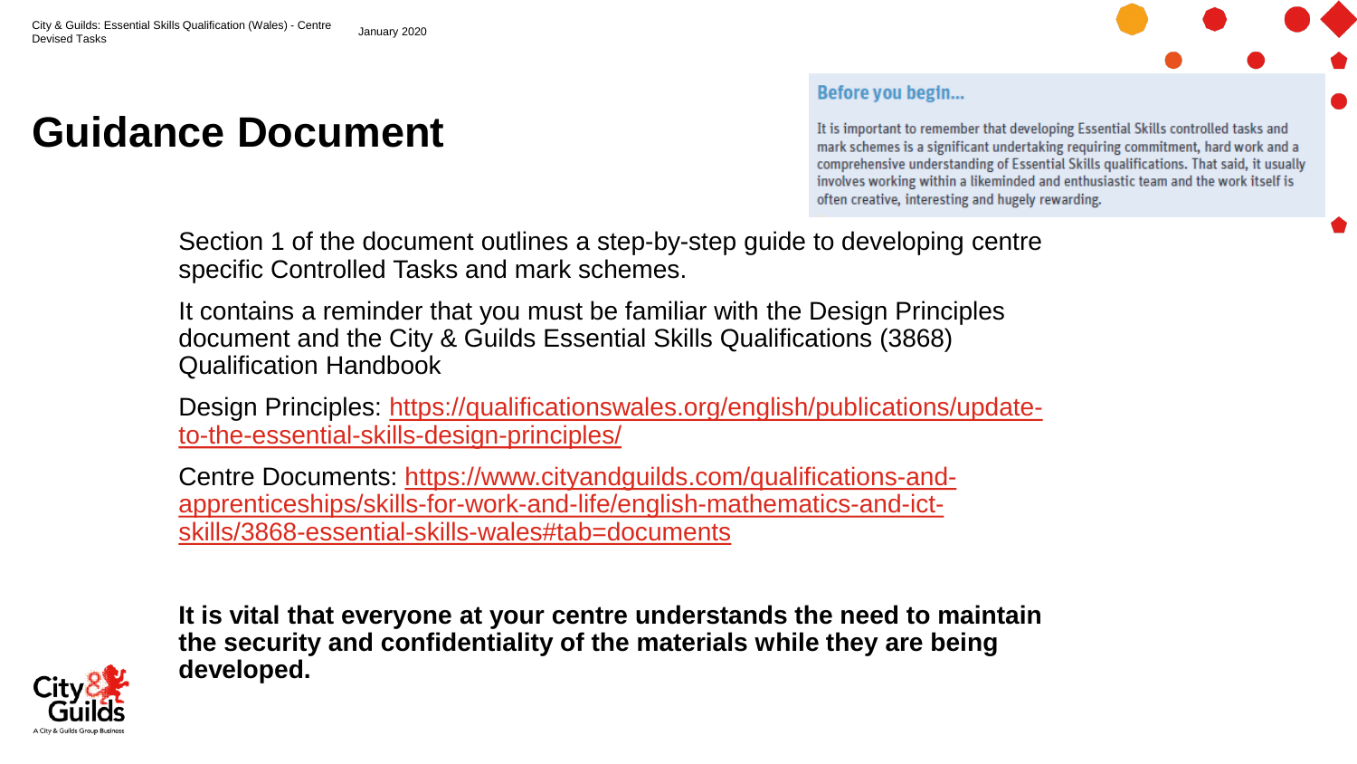# Guidance Document

**Before you begin...**

It is important to remember that developing Essential Skills controlled tasks and mark schemes is a significant undertaking requiring commitment, hard work and a comprehensive understanding of Essential Skills qualifications. That said, it usually involves working within a likeminded and enthusiastic team and the work itself is often creative, interesting and hugely rewarding.

Section 1 of the document outlines a step-by-step guide to developing centre specific Controlled Tasks and mark schemes.

It contains a reminder that you must be familiar with the Design Principles document and the City & Guilds Essential Skills Qualifications (3868) Qualification Handbook

Design Principles: [https://qualificationswales.org/english/publications/update-to-the-essential-skills-design-principles/](https://qualificationswales.org/english/publications/update-to-the-essential-skills-design-principles/)

Centre Documents: [https://www.cityandguilds.com/qualifications-and-apprenticeships/skills-for-work-and-life/english-mathematics-and-ict-skills/3868-essential-skills-wales#tab=documents](https://www.cityandguilds.com/qualifications-and-apprenticeships/skills-for-work-and-life/english-mathematics-and-ict-skills/3868-essential-skills-wales#tab=documents)

**It is vital that everyone at your centre understands the need to maintain the security and confidentiality of the materials while they are being developed.**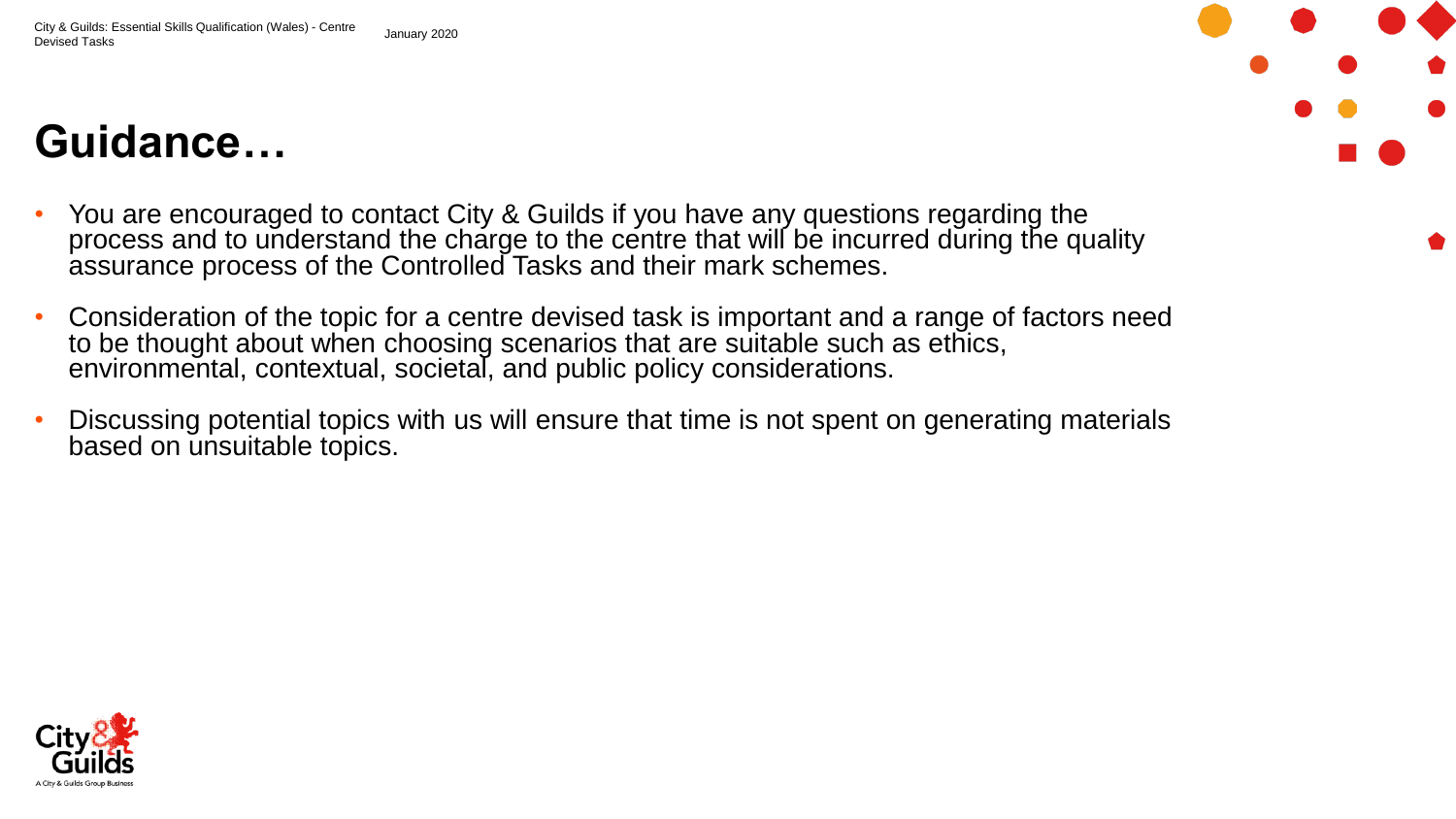# Guidance…

- You are encouraged to contact City & Guilds if you have any questions regarding the process and to understand the charge to the centre that will be incurred during the quality assurance process of the Controlled Tasks and their mark schemes.
- Consideration of the topic for a centre devised task is important and a range of factors need to be thought about when choosing scenarios that are suitable such as ethics, environmental, contextual, societal, and public policy considerations.
- Discussing potential topics with us will ensure that time is not spent on generating materials based on unsuitable topics.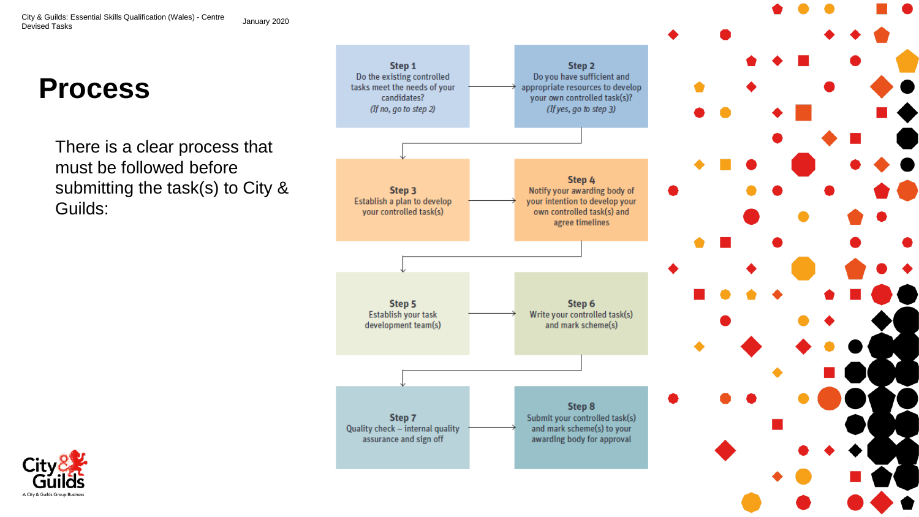# Process

There is a clear process that must be followed before submitting the task(s) to City & Guilds:

**Step 1**
Do the existing controlled tasks meet the needs of your candidates?
*(If no, go to step 2)*

**Step 2**
Do you have sufficient and appropriate resources to develop your own controlled task(s)?
*(If yes, go to step 3)*

**Step 3**
Establish a plan to develop your controlled task(s)

**Step 4**
Notify your awarding body of your intention to develop your own controlled task(s) and agree timelines

**Step 5**
Establish your task development team(s)

**Step 6**
Write your controlled task(s) and mark scheme(s)

**Step 7**
Quality check – internal quality assurance and sign off

**Step 8**
Submit your controlled task(s) and mark scheme(s) to your awarding body for approval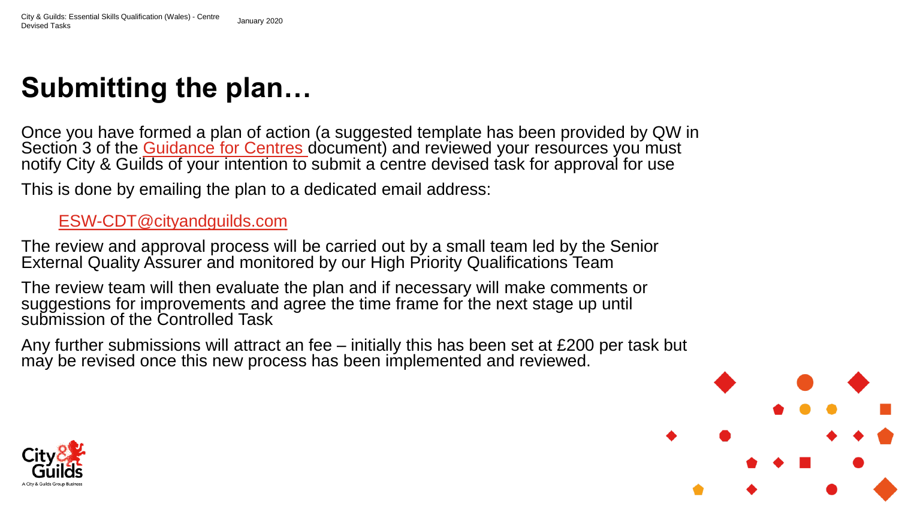# Submitting the plan…

Once you have formed a plan of action (a suggested template has been provided by QW in Section 3 of the Guidance for Centres document) and reviewed your resources you must notify City & Guilds of your intention to submit a centre devised task for approval for use

This is done by emailing the plan to a dedicated email address:

ESW-CDT@cityandguilds.com

The review and approval process will be carried out by a small team led by the Senior External Quality Assurer and monitored by our High Priority Qualifications Team

The review team will then evaluate the plan and if necessary will make comments or suggestions for improvements and agree the time frame for the next stage up until submission of the Controlled Task

Any further submissions will attract an fee – initially this has been set at £200 per task but may be revised once this new process has been implemented and reviewed.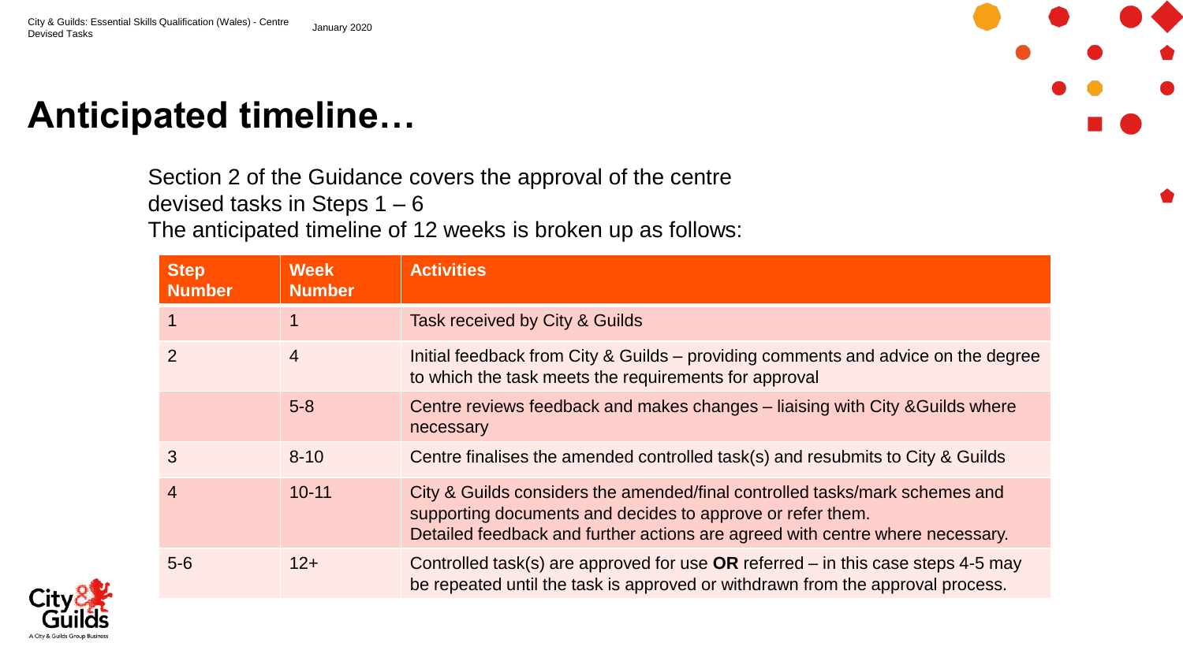# Anticipated timeline…

Section 2 of the Guidance covers the approval of the centre devised tasks in Steps 1 – 6

The anticipated timeline of 12 weeks is broken up as follows:

| Step Number | Week Number | Activities |
| --- | --- | --- |
| 1 | 1 | Task received by City & Guilds |
| 2 | 4 | Initial feedback from City & Guilds – providing comments and advice on the degree to which the task meets the requirements for approval |
| | 5-8 | Centre reviews feedback and makes changes – liaising with City &Guilds where necessary |
| 3 | 8-10 | Centre finalises the amended controlled task(s) and resubmits to City & Guilds |
| 4 | 10-11 | City & Guilds considers the amended/final controlled tasks/mark schemes and supporting documents and decides to approve or refer them.<br>Detailed feedback and further actions are agreed with centre where necessary. |
| 5-6 | 12+ | Controlled task(s) are approved for use **OR** referred – in this case steps 4-5 may be repeated until the task is approved or withdrawn from the approval process. |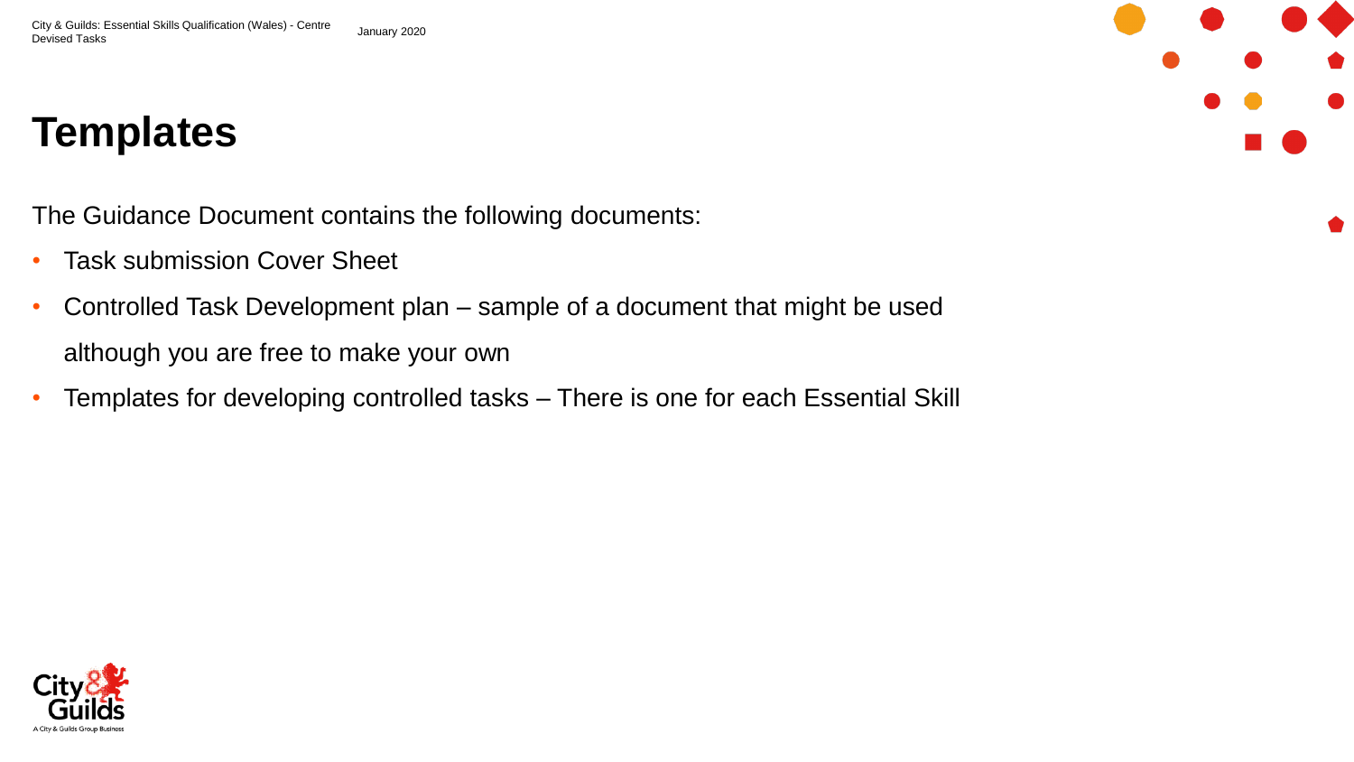# Templates

The Guidance Document contains the following documents:

- Task submission Cover Sheet
- Controlled Task Development plan – sample of a document that might be used although you are free to make your own
- Templates for developing controlled tasks – There is one for each Essential Skill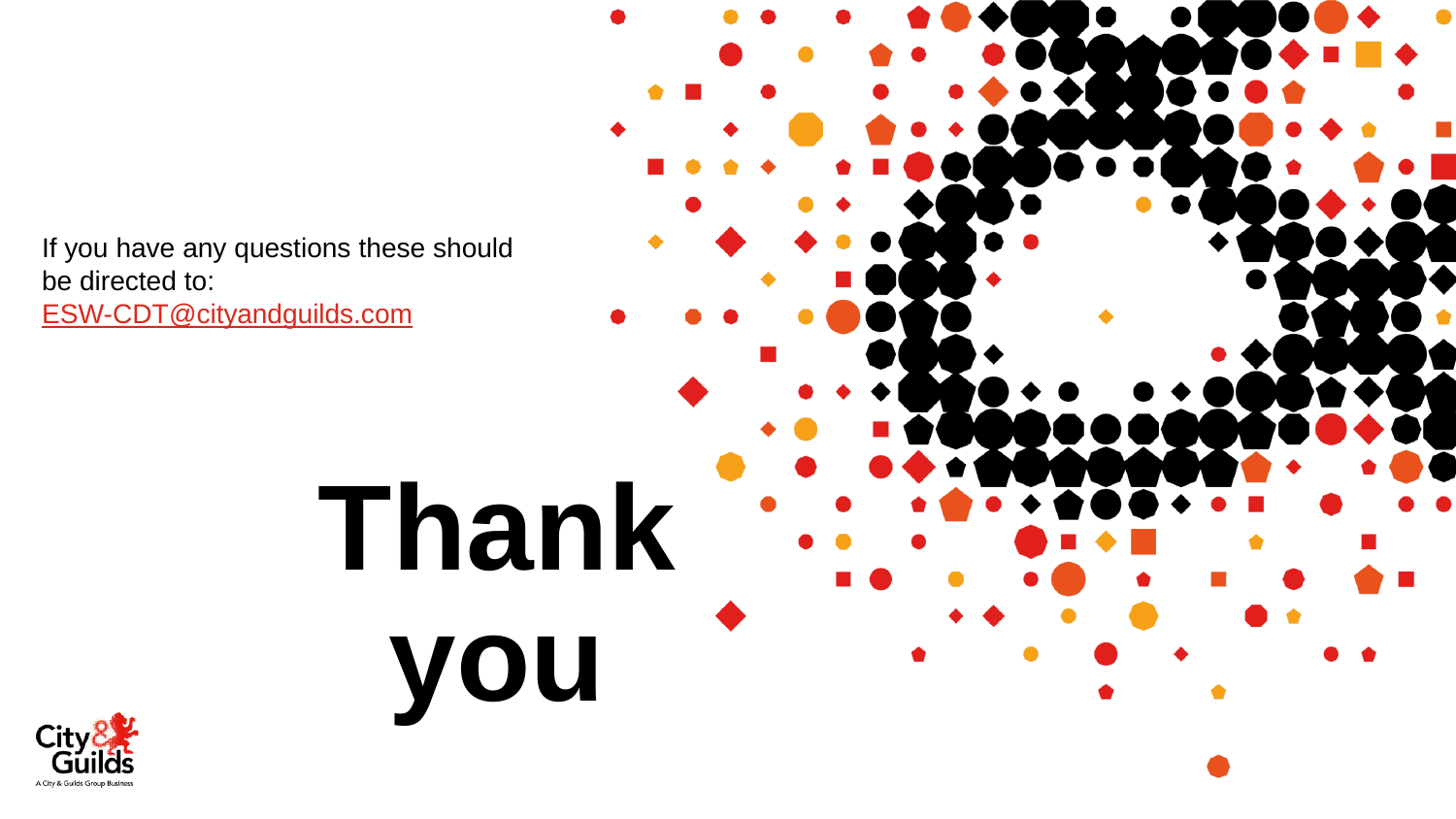If you have any questions these should be directed to:
ESW-CDT@cityandguilds.com

# Thank you